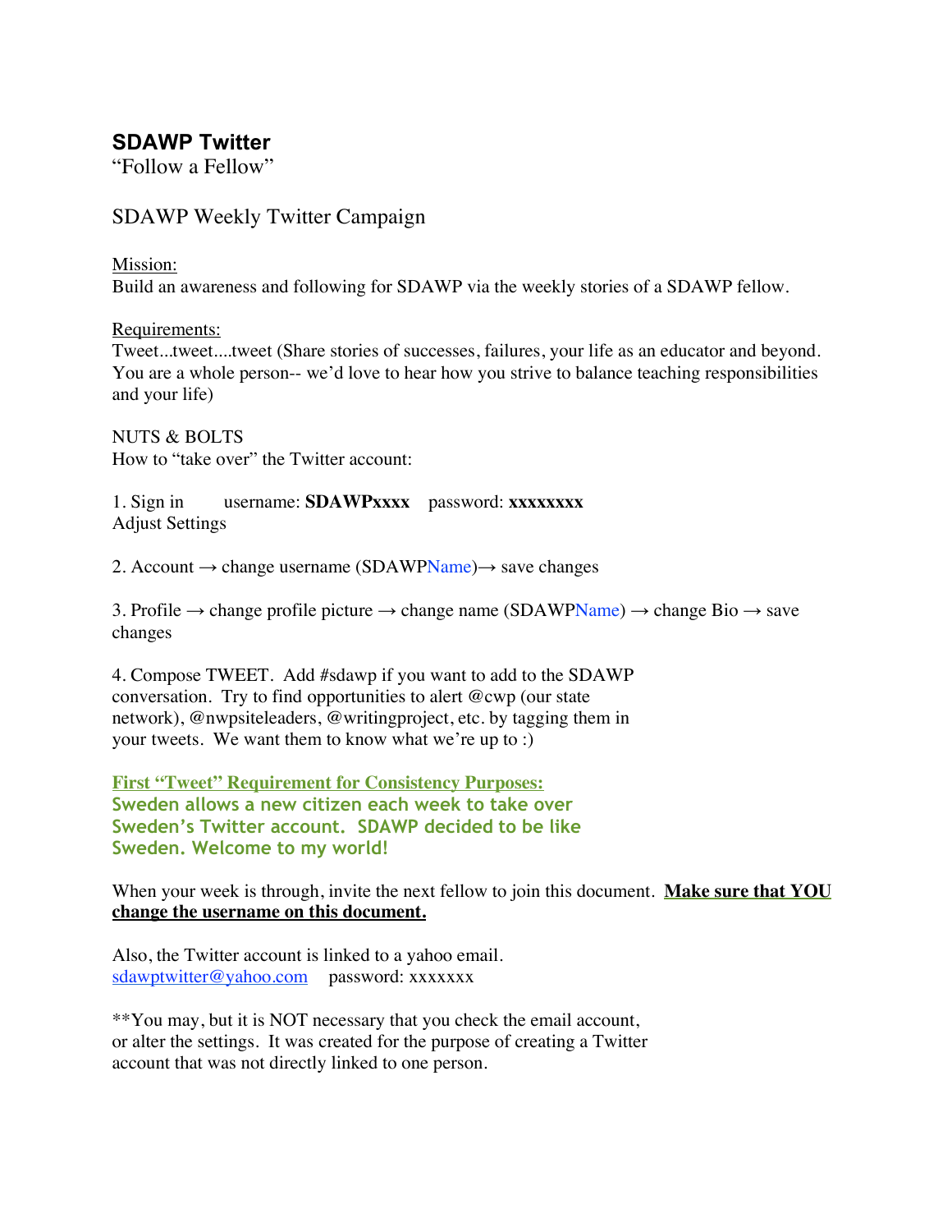# SDAWP Twitter

"Follow a Fellow"

## SDAWP Weekly Twitter Campaign

Mission:
Build an awareness and following for SDAWP via the weekly stories of a SDAWP fellow.

Requirements:
Tweet...tweet....tweet (Share stories of successes, failures, your life as an educator and beyond. You are a whole person-- we'd love to hear how you strive to balance teaching responsibilities and your life)

NUTS & BOLTS
How to "take over" the Twitter account:

1. Sign in    username: **SDAWPxxxx**    password: **xxxxxxxx**
Adjust Settings

2. Account → change username (SDAWPName)→ save changes

3. Profile → change profile picture → change name (SDAWPName) → change Bio → save changes

4. Compose TWEET. Add #sdawp if you want to add to the SDAWP conversation. Try to find opportunities to alert @cwp (our state network), @nwpsiteleaders, @writingproject, etc. by tagging them in your tweets. We want them to know what we're up to :)

**First "Tweet" Requirement for Consistency Purposes:**
**Sweden allows a new citizen each week to take over Sweden's Twitter account. SDAWP decided to be like Sweden. Welcome to my world!**

When your week is through, invite the next fellow to join this document. **Make sure that YOU change the username on this document.**

Also, the Twitter account is linked to a yahoo email.
sdawptwitter@yahoo.com    password: xxxxxxx

**You may, but it is NOT necessary that you check the email account, or alter the settings. It was created for the purpose of creating a Twitter account that was not directly linked to one person.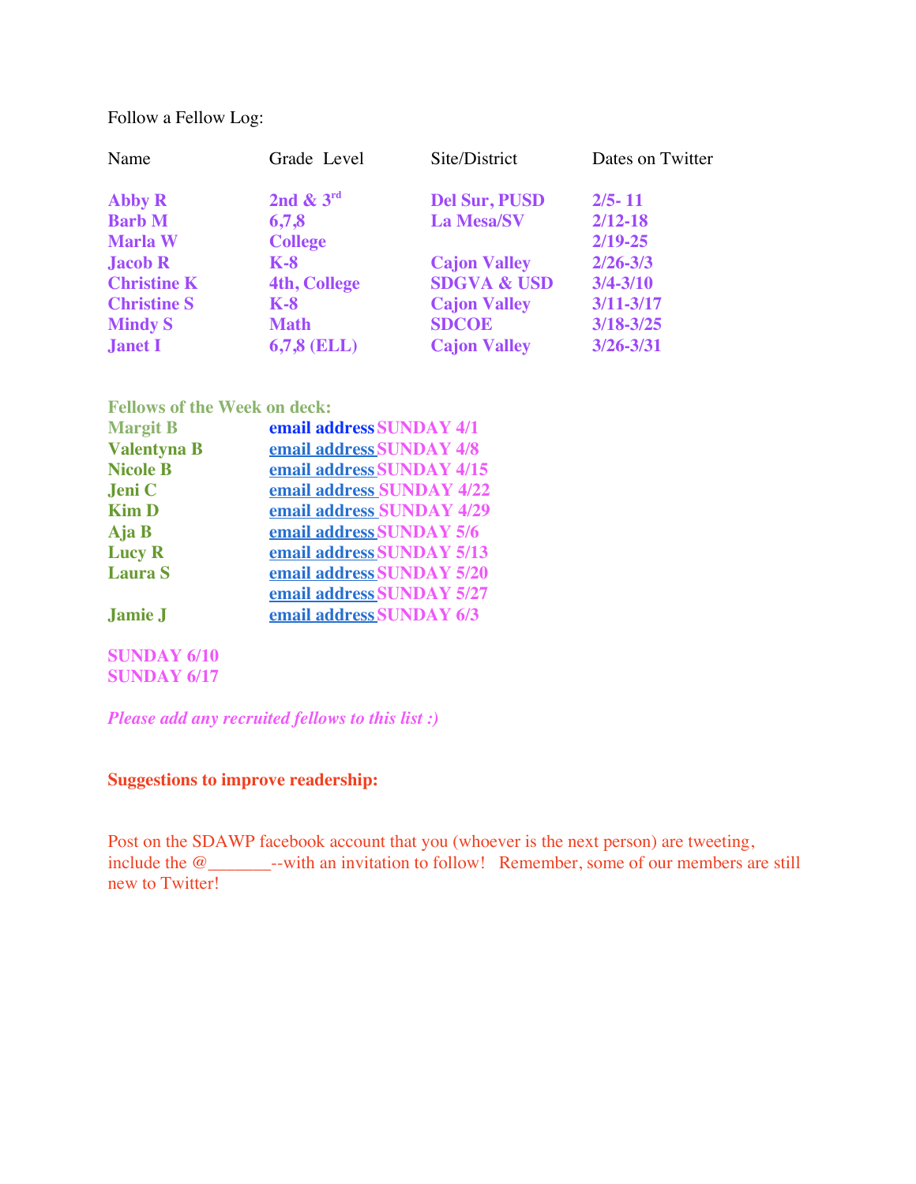Follow a Fellow Log:

| Name | Grade Level | Site/District | Dates on Twitter |
|---|---|---|---|
| **Abby R** | **2nd & 3rd** | **Del Sur, PUSD** | **2/5- 11** |
| **Barb M** | **6,7,8** | **La Mesa/SV** | **2/12-18** |
| **Marla W** | **College** | | **2/19-25** |
| **Jacob R** | **K-8** | **Cajon Valley** | **2/26-3/3** |
| **Christine K** | **4th, College** | **SDGVA & USD** | **3/4-3/10** |
| **Christine S** | **K-8** | **Cajon Valley** | **3/11-3/17** |
| **Mindy S** | **Math** | **SDCOE** | **3/18-3/25** |
| **Janet I** | **6,7,8 (ELL)** | **Cajon Valley** | **3/26-3/31** |

**Fellows of the Week on deck:**

| | | |
|---|---|---|
| **Margit B** | **email address** | **SUNDAY 4/1** |
| **Valentyna B** | **email address** | **SUNDAY 4/8** |
| **Nicole B** | **email address** | **SUNDAY 4/15** |
| **Jeni C** | **email address** | **SUNDAY 4/22** |
| **Kim D** | **email address** | **SUNDAY 4/29** |
| **Aja B** | **email address** | **SUNDAY 5/6** |
| **Lucy R** | **email address** | **SUNDAY 5/13** |
| **Laura S** | **email address** | **SUNDAY 5/20** |
| | **email address** | **SUNDAY 5/27** |
| **Jamie J** | **email address** | **SUNDAY 6/3** |

**SUNDAY 6/10**
**SUNDAY 6/17**

***Please add any recruited fellows to this list :)***

**Suggestions to improve readership:**

Post on the SDAWP facebook account that you (whoever is the next person) are tweeting, include the @_______--with an invitation to follow! Remember, some of our members are still new to Twitter!